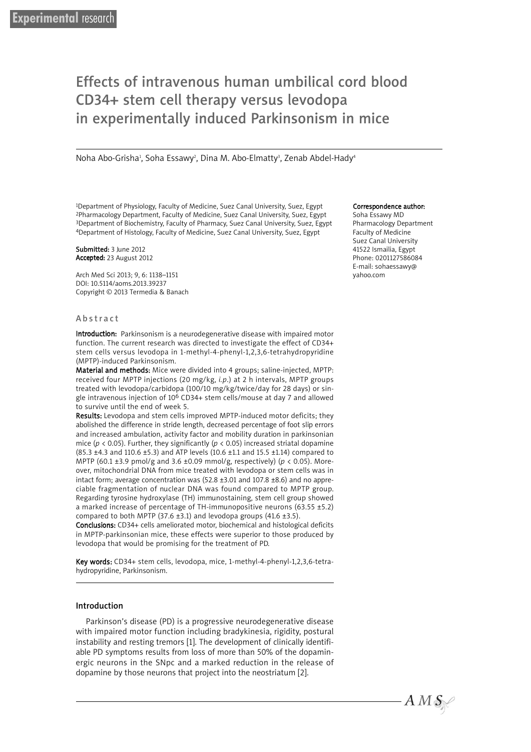Experimental research

# Effects of intravenous human umbilical cord blood CD34+ stem cell therapy versus levodopa in experimentally induced Parkinsonism in mice

Noha Abo-Grisha[1], Soha Essawy[2], Dina M. Abo-Elmatty[3], Zenab Abdel-Hady[4]

[1]Department of Physiology, Faculty of Medicine, Suez Canal University, Suez, Egypt
[2]Pharmacology Department, Faculty of Medicine, Suez Canal University, Suez, Egypt
[3]Department of Biochemistry, Faculty of Pharmacy, Suez Canal University, Suez, Egypt
[4]Department of Histology, Faculty of Medicine, Suez Canal University, Suez, Egypt

**Submitted:** 3 June 2012
**Accepted:** 23 August 2012

Arch Med Sci 2013; 9, 6: 1138–1151
DOI: 10.5114/aoms.2013.39237
Copyright © 2013 Termedia & Banach

**Correspondence author:**
Soha Essawy MD
Pharmacology Department
Faculty of Medicine
Suez Canal University
41522 Ismailia, Egypt
Phone: 0201127586084
E-mail: sohaessawy@yahoo.com

## Abstract

**Introduction:** Parkinsonism is a neurodegenerative disease with impaired motor function. The current research was directed to investigate the effect of CD34+ stem cells versus levodopa in 1-methyl-4-phenyl-1,2,3,6-tetrahydropyridine (MPTP)-induced Parkinsonism.

**Material and methods:** Mice were divided into 4 groups; saline-injected, MPTP: received four MPTP injections (20 mg/kg, *i.p.*) at 2 h intervals, MPTP groups treated with levodopa/carbidopa (100/10 mg/kg/twice/day for 28 days) or single intravenous injection of $10^6$ CD34+ stem cells/mouse at day 7 and allowed to survive until the end of week 5.

**Results:** Levodopa and stem cells improved MPTP-induced motor deficits; they abolished the difference in stride length, decreased percentage of foot slip errors and increased ambulation, activity factor and mobility duration in parkinsonian mice ($p < 0.05$). Further, they significantly ($p < 0.05$) increased striatal dopamine (85.3 ±4.3 and 110.6 ±5.3) and ATP levels (10.6 ±1.1 and 15.5 ±1.14) compared to MPTP (60.1 ±3.9 pmol/g and 3.6 ±0.09 mmol/g, respectively) ($p < 0.05$). Moreover, mitochondrial DNA from mice treated with levodopa or stem cells was in intact form; average concentration was (52.8 ±3.01 and 107.8 ±8.6) and no appreciable fragmentation of nuclear DNA was found compared to MPTP group. Regarding tyrosine hydroxylase (TH) immunostaining, stem cell group showed a marked increase of percentage of TH-immunopositive neurons (63.55 ±5.2) compared to both MPTP (37.6 ±3.1) and levodopa groups (41.6 ±3.5).

**Conclusions:** CD34+ cells ameliorated motor, biochemical and histological deficits in MPTP-parkinsonian mice, these effects were superior to those produced by levodopa that would be promising for the treatment of PD.

**Key words:** CD34+ stem cells, levodopa, mice, 1-methyl-4-phenyl-1,2,3,6-tetrahydropyridine, Parkinsonism.

## Introduction

Parkinson's disease (PD) is a progressive neurodegenerative disease with impaired motor function including bradykinesia, rigidity, postural instability and resting tremors [1]. The development of clinically identifiable PD symptoms results from loss of more than 50% of the dopaminergic neurons in the SNpc and a marked reduction in the release of dopamine by those neurons that project into the neostriatum [2].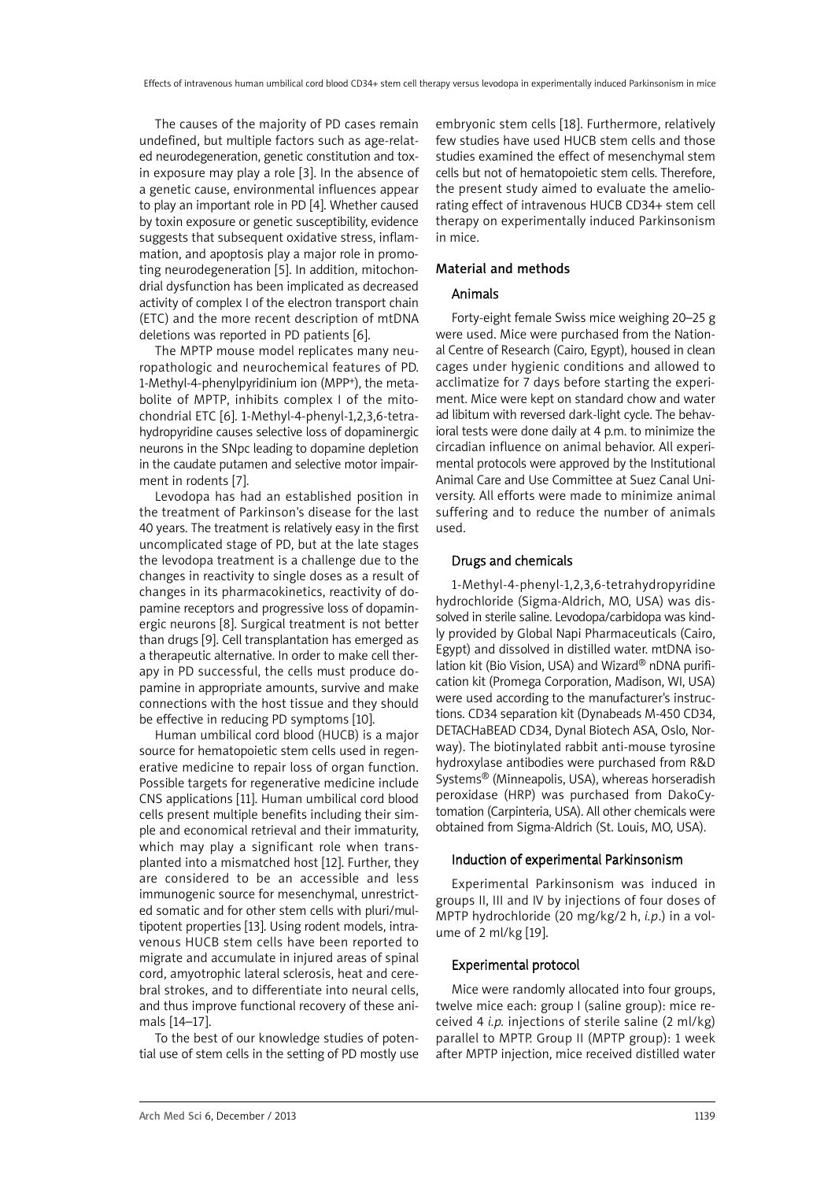The causes of the majority of PD cases remain undefined, but multiple factors such as age-related neurodegeneration, genetic constitution and toxin exposure may play a role [3]. In the absence of a genetic cause, environmental influences appear to play an important role in PD [4]. Whether caused by toxin exposure or genetic susceptibility, evidence suggests that subsequent oxidative stress, inflammation, and apoptosis play a major role in promoting neurodegeneration [5]. In addition, mitochondrial dysfunction has been implicated as decreased activity of complex I of the electron transport chain (ETC) and the more recent description of mtDNA deletions was reported in PD patients [6].

The MPTP mouse model replicates many neuropathologic and neurochemical features of PD. 1-Methyl-4-phenylpyridinium ion ($MPP^+$), the metabolite of MPTP, inhibits complex I of the mitochondrial ETC [6]. 1-Methyl-4-phenyl-1,2,3,6-tetrahydropyridine causes selective loss of dopaminergic neurons in the SNpc leading to dopamine depletion in the caudate putamen and selective motor impairment in rodents [7].

Levodopa has had an established position in the treatment of Parkinson's disease for the last 40 years. The treatment is relatively easy in the first uncomplicated stage of PD, but at the late stages the levodopa treatment is a challenge due to the changes in reactivity to single doses as a result of changes in its pharmacokinetics, reactivity of dopamine receptors and progressive loss of dopaminergic neurons [8]. Surgical treatment is not better than drugs [9]. Cell transplantation has emerged as a therapeutic alternative. In order to make cell therapy in PD successful, the cells must produce dopamine in appropriate amounts, survive and make connections with the host tissue and they should be effective in reducing PD symptoms [10].

Human umbilical cord blood (HUCB) is a major source for hematopoietic stem cells used in regenerative medicine to repair loss of organ function. Possible targets for regenerative medicine include CNS applications [11]. Human umbilical cord blood cells present multiple benefits including their simple and economical retrieval and their immaturity, which may play a significant role when transplanted into a mismatched host [12]. Further, they are considered to be an accessible and less immunogenic source for mesenchymal, unrestricted somatic and for other stem cells with pluri/multipotent properties [13]. Using rodent models, intravenous HUCB stem cells have been reported to migrate and accumulate in injured areas of spinal cord, amyotrophic lateral sclerosis, heat and cerebral strokes, and to differentiate into neural cells, and thus improve functional recovery of these animals [14–17].

To the best of our knowledge studies of potential use of stem cells in the setting of PD mostly use embryonic stem cells [18]. Furthermore, relatively few studies have used HUCB stem cells and those studies examined the effect of mesenchymal stem cells but not of hematopoietic stem cells. Therefore, the present study aimed to evaluate the ameliorating effect of intravenous HUCB CD34+ stem cell therapy on experimentally induced Parkinsonism in mice.

## Material and methods

### Animals

Forty-eight female Swiss mice weighing 20–25 g were used. Mice were purchased from the National Centre of Research (Cairo, Egypt), housed in clean cages under hygienic conditions and allowed to acclimatize for 7 days before starting the experiment. Mice were kept on standard chow and water ad libitum with reversed dark-light cycle. The behavioral tests were done daily at 4 p.m. to minimize the circadian influence on animal behavior. All experimental protocols were approved by the Institutional Animal Care and Use Committee at Suez Canal University. All efforts were made to minimize animal suffering and to reduce the number of animals used.

### Drugs and chemicals

1-Methyl-4-phenyl-1,2,3,6-tetrahydropyridine hydrochloride (Sigma-Aldrich, MO, USA) was dissolved in sterile saline. Levodopa/carbidopa was kindly provided by Global Napi Pharmaceuticals (Cairo, Egypt) and dissolved in distilled water. mtDNA isolation kit (Bio Vision, USA) and Wizard® nDNA purification kit (Promega Corporation, Madison, WI, USA) were used according to the manufacturer's instructions. CD34 separation kit (Dynabeads M-450 CD34, DETACHaBEAD CD34, Dynal Biotech ASA, Oslo, Norway). The biotinylated rabbit anti-mouse tyrosine hydroxylase antibodies were purchased from R&D Systems® (Minneapolis, USA), whereas horseradish peroxidase (HRP) was purchased from DakoCytomation (Carpinteria, USA). All other chemicals were obtained from Sigma-Aldrich (St. Louis, MO, USA).

### Induction of experimental Parkinsonism

Experimental Parkinsonism was induced in groups II, III and IV by injections of four doses of MPTP hydrochloride (20 mg/kg/2 h, *i.p.*) in a volume of 2 ml/kg [19].

### Experimental protocol

Mice were randomly allocated into four groups, twelve mice each: group I (saline group): mice received 4 *i.p.* injections of sterile saline (2 ml/kg) parallel to MPTP. Group II (MPTP group): 1 week after MPTP injection, mice received distilled water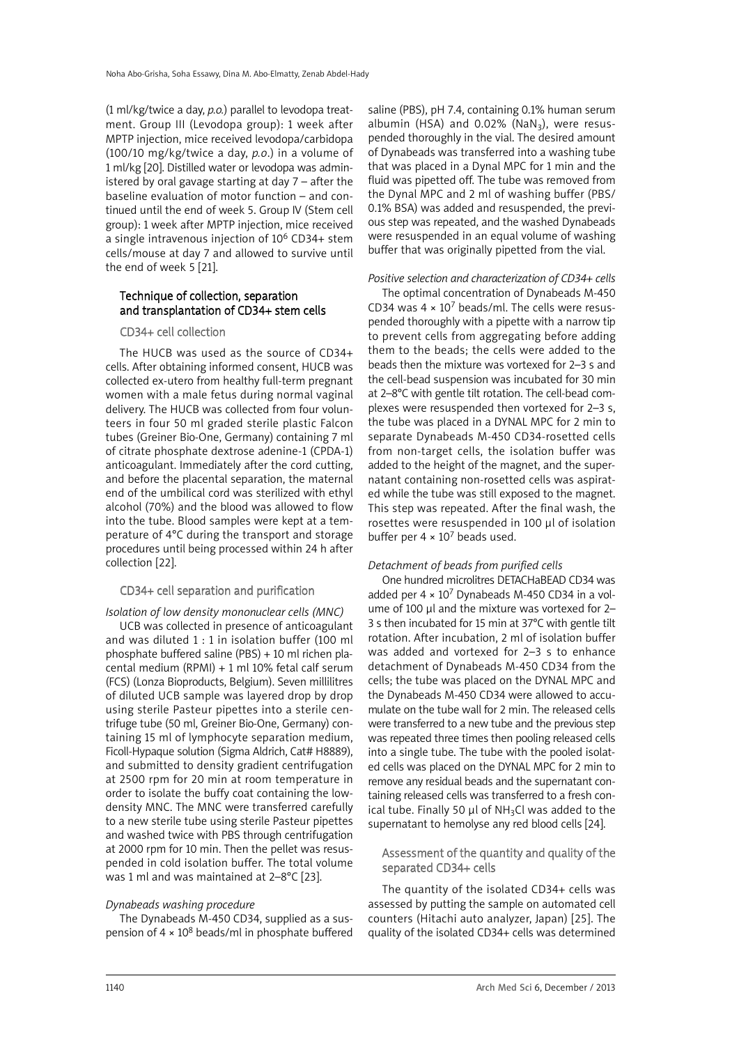(1 ml/kg/twice a day, *p.o.*) parallel to levodopa treatment. Group III (Levodopa group): 1 week after MPTP injection, mice received levodopa/carbidopa (100/10 mg/kg/twice a day, *p.o.*) in a volume of 1 ml/kg [20]. Distilled water or levodopa was administered by oral gavage starting at day 7 – after the baseline evaluation of motor function – and continued until the end of week 5. Group IV (Stem cell group): 1 week after MPTP injection, mice received a single intravenous injection of $10^6$ CD34+ stem cells/mouse at day 7 and allowed to survive until the end of week 5 [21].

## Technique of collection, separation and transplantation of CD34+ stem cells

### CD34+ cell collection

The HUCB was used as the source of CD34+ cells. After obtaining informed consent, HUCB was collected ex-utero from healthy full-term pregnant women with a male fetus during normal vaginal delivery. The HUCB was collected from four volunteers in four 50 ml graded sterile plastic Falcon tubes (Greiner Bio-One, Germany) containing 7 ml of citrate phosphate dextrose adenine-1 (CPDA-1) anticoagulant. Immediately after the cord cutting, and before the placental separation, the maternal end of the umbilical cord was sterilized with ethyl alcohol (70%) and the blood was allowed to flow into the tube. Blood samples were kept at a temperature of 4°C during the transport and storage procedures until being processed within 24 h after collection [22].

### CD34+ cell separation and purification

*Isolation of low density mononuclear cells (MNC)*

UCB was collected in presence of anticoagulant and was diluted 1 : 1 in isolation buffer (100 ml phosphate buffered saline (PBS) + 10 ml richen placental medium (RPMI) + 1 ml 10% fetal calf serum (FCS) (Lonza Bioproducts, Belgium). Seven millilitres of diluted UCB sample was layered drop by drop using sterile Pasteur pipettes into a sterile centrifuge tube (50 ml, Greiner Bio-One, Germany) containing 15 ml of lymphocyte separation medium, Ficoll-Hypaque solution (Sigma Aldrich, Cat# H8889), and submitted to density gradient centrifugation at 2500 rpm for 20 min at room temperature in order to isolate the buffy coat containing the low-density MNC. The MNC were transferred carefully to a new sterile tube using sterile Pasteur pipettes and washed twice with PBS through centrifugation at 2000 rpm for 10 min. Then the pellet was resuspended in cold isolation buffer. The total volume was 1 ml and was maintained at 2–8°C [23].

*Dynabeads washing procedure*

The Dynabeads M-450 CD34, supplied as a suspension of $4 \times 10^8$ beads/ml in phosphate buffered saline (PBS), pH 7.4, containing 0.1% human serum albumin (HSA) and 0.02% ($NaN_3$), were resuspended thoroughly in the vial. The desired amount of Dynabeads was transferred into a washing tube that was placed in a Dynal MPC for 1 min and the fluid was pipetted off. The tube was removed from the Dynal MPC and 2 ml of washing buffer (PBS/0.1% BSA) was added and resuspended, the previous step was repeated, and the washed Dynabeads were resuspended in an equal volume of washing buffer that was originally pipetted from the vial.

*Positive selection and characterization of CD34+ cells*

The optimal concentration of Dynabeads M-450 CD34 was $4 \times 10^7$ beads/ml. The cells were resuspended thoroughly with a pipette with a narrow tip to prevent cells from aggregating before adding them to the beads; the cells were added to the beads then the mixture was vortexed for 2–3 s and the cell-bead suspension was incubated for 30 min at 2–8°C with gentle tilt rotation. The cell-bead complexes were resuspended then vortexed for 2–3 s, the tube was placed in a DYNAL MPC for 2 min to separate Dynabeads M-450 CD34-rosetted cells from non-target cells, the isolation buffer was added to the height of the magnet, and the supernatant containing non-rosetted cells was aspirated while the tube was still exposed to the magnet. This step was repeated. After the final wash, the rosettes were resuspended in 100 µl of isolation buffer per $4 \times 10^7$ beads used.

*Detachment of beads from purified cells*

One hundred microlitres DETACHaBEAD CD34 was added per $4 \times 10^7$ Dynabeads M-450 CD34 in a volume of 100 µl and the mixture was vortexed for 2–3 s then incubated for 15 min at 37°C with gentle tilt rotation. After incubation, 2 ml of isolation buffer was added and vortexed for 2–3 s to enhance detachment of Dynabeads M-450 CD34 from the cells; the tube was placed on the DYNAL MPC and the Dynabeads M-450 CD34 were allowed to accumulate on the tube wall for 2 min. The released cells were transferred to a new tube and the previous step was repeated three times then pooling released cells into a single tube. The tube with the pooled isolated cells was placed on the DYNAL MPC for 2 min to remove any residual beads and the supernatant containing released cells was transferred to a fresh conical tube. Finally 50 µl of $NH_3Cl$ was added to the supernatant to hemolyse any red blood cells [24].

### Assessment of the quantity and quality of the separated CD34+ cells

The quantity of the isolated CD34+ cells was assessed by putting the sample on automated cell counters (Hitachi auto analyzer, Japan) [25]. The quality of the isolated CD34+ cells was determined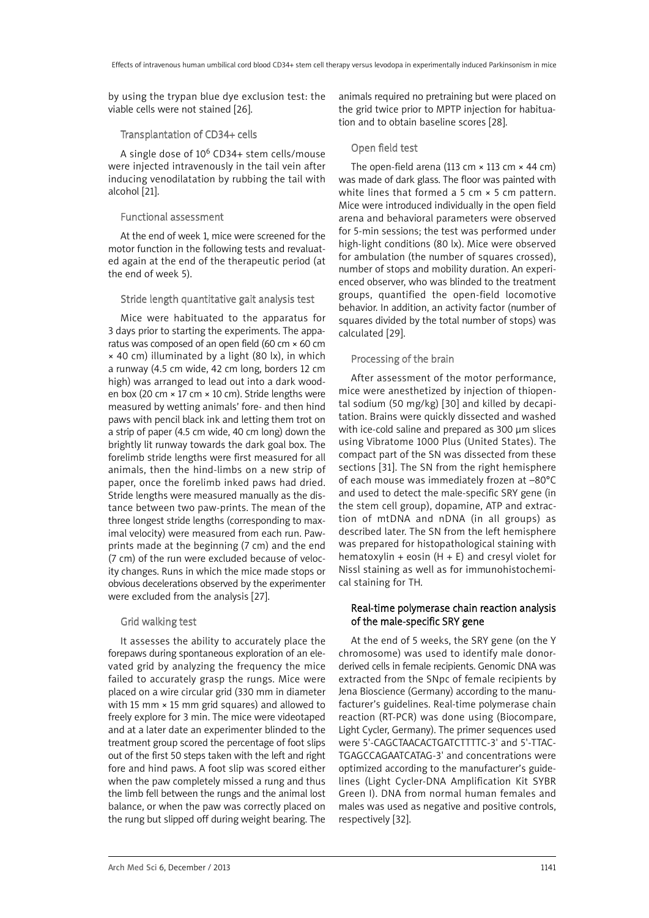by using the trypan blue dye exclusion test: the viable cells were not stained [26].

### Transplantation of CD34+ cells

A single dose of $10^6$ CD34+ stem cells/mouse were injected intravenously in the tail vein after inducing venodilatation by rubbing the tail with alcohol [21].

### Functional assessment

At the end of week 1, mice were screened for the motor function in the following tests and revaluated again at the end of the therapeutic period (at the end of week 5).

### Stride length quantitative gait analysis test

Mice were habituated to the apparatus for 3 days prior to starting the experiments. The apparatus was composed of an open field (60 cm × 60 cm × 40 cm) illuminated by a light (80 lx), in which a runway (4.5 cm wide, 42 cm long, borders 12 cm high) was arranged to lead out into a dark wooden box (20 cm × 17 cm × 10 cm). Stride lengths were measured by wetting animals' fore- and then hind paws with pencil black ink and letting them trot on a strip of paper (4.5 cm wide, 40 cm long) down the brightly lit runway towards the dark goal box. The forelimb stride lengths were first measured for all animals, then the hind-limbs on a new strip of paper, once the forelimb inked paws had dried. Stride lengths were measured manually as the distance between two paw-prints. The mean of the three longest stride lengths (corresponding to maximal velocity) were measured from each run. Paw-prints made at the beginning (7 cm) and the end (7 cm) of the run were excluded because of velocity changes. Runs in which the mice made stops or obvious decelerations observed by the experimenter were excluded from the analysis [27].

### Grid walking test

It assesses the ability to accurately place the forepaws during spontaneous exploration of an elevated grid by analyzing the frequency the mice failed to accurately grasp the rungs. Mice were placed on a wire circular grid (330 mm in diameter with 15 mm × 15 mm grid squares) and allowed to freely explore for 3 min. The mice were videotaped and at a later date an experimenter blinded to the treatment group scored the percentage of foot slips out of the first 50 steps taken with the left and right fore and hind paws. A foot slip was scored either when the paw completely missed a rung and thus the limb fell between the rungs and the animal lost balance, or when the paw was correctly placed on the rung but slipped off during weight bearing. The animals required no pretraining but were placed on the grid twice prior to MPTP injection for habituation and to obtain baseline scores [28].

### Open field test

The open-field arena (113 cm × 113 cm × 44 cm) was made of dark glass. The floor was painted with white lines that formed a 5 cm × 5 cm pattern. Mice were introduced individually in the open field arena and behavioral parameters were observed for 5-min sessions; the test was performed under high-light conditions (80 lx). Mice were observed for ambulation (the number of squares crossed), number of stops and mobility duration. An experienced observer, who was blinded to the treatment groups, quantified the open-field locomotive behavior. In addition, an activity factor (number of squares divided by the total number of stops) was calculated [29].

### Processing of the brain

After assessment of the motor performance, mice were anesthetized by injection of thiopental sodium (50 mg/kg) [30] and killed by decapitation. Brains were quickly dissected and washed with ice-cold saline and prepared as 300 μm slices using Vibratome 1000 Plus (United States). The compact part of the SN was dissected from these sections [31]. The SN from the right hemisphere of each mouse was immediately frozen at –80°C and used to detect the male-specific SRY gene (in the stem cell group), dopamine, ATP and extraction of mtDNA and nDNA (in all groups) as described later. The SN from the left hemisphere was prepared for histopathological staining with hematoxylin + eosin (H + E) and cresyl violet for Nissl staining as well as for immunohistochemical staining for TH.

## Real-time polymerase chain reaction analysis of the male-specific SRY gene

At the end of 5 weeks, the SRY gene (on the Y chromosome) was used to identify male donor-derived cells in female recipients. Genomic DNA was extracted from the SNpc of female recipients by Jena Bioscience (Germany) according to the manufacturer's guidelines. Real-time polymerase chain reaction (RT-PCR) was done using (Biocompare, Light Cycler, Germany). The primer sequences used were 5'-CAGCTAACACTGATCTTTTC-3' and 5'-TTACTGAGCCAGAATCATAG-3' and concentrations were optimized according to the manufacturer's guidelines (Light Cycler-DNA Amplification Kit SYBR Green I). DNA from normal human females and males was used as negative and positive controls, respectively [32].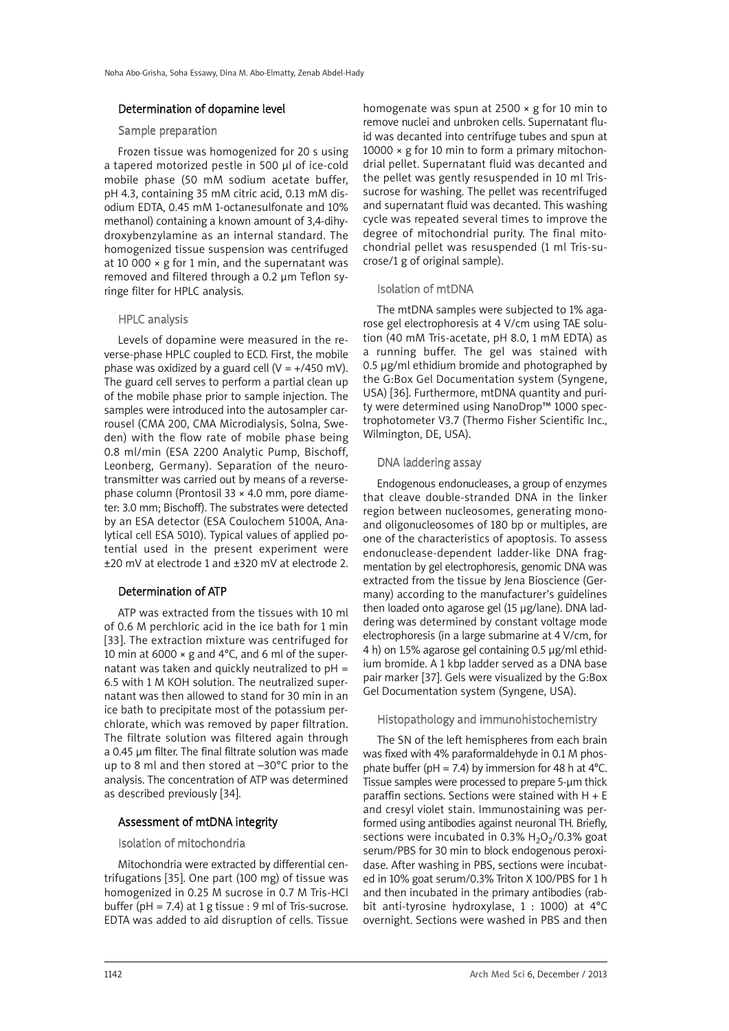### Determination of dopamine level

#### Sample preparation

Frozen tissue was homogenized for 20 s using a tapered motorized pestle in 500 µl of ice-cold mobile phase (50 mM sodium acetate buffer, pH 4.3, containing 35 mM citric acid, 0.13 mM disodium EDTA, 0.45 mM 1-octanesulfonate and 10% methanol) containing a known amount of 3,4-dihydroxybenzylamine as an internal standard. The homogenized tissue suspension was centrifuged at 10 000 × g for 1 min, and the supernatant was removed and filtered through a 0.2 µm Teflon syringe filter for HPLC analysis.

#### HPLC analysis

Levels of dopamine were measured in the reverse-phase HPLC coupled to ECD. First, the mobile phase was oxidized by a guard cell (V = +/450 mV). The guard cell serves to perform a partial clean up of the mobile phase prior to sample injection. The samples were introduced into the autosampler carrousel (CMA 200, CMA Microdialysis, Solna, Sweden) with the flow rate of mobile phase being 0.8 ml/min (ESA 2200 Analytic Pump, Bischoff, Leonberg, Germany). Separation of the neurotransmitter was carried out by means of a reverse-phase column (Prontosil 33 × 4.0 mm, pore diameter: 3.0 mm; Bischoff). The substrates were detected by an ESA detector (ESA Coulochem 5100A, Analytical cell ESA 5010). Typical values of applied potential used in the present experiment were ±20 mV at electrode 1 and ±320 mV at electrode 2.

### Determination of ATP

ATP was extracted from the tissues with 10 ml of 0.6 M perchloric acid in the ice bath for 1 min [33]. The extraction mixture was centrifuged for 10 min at 6000 × g and 4°C, and 6 ml of the supernatant was taken and quickly neutralized to pH = 6.5 with 1 M KOH solution. The neutralized supernatant was then allowed to stand for 30 min in an ice bath to precipitate most of the potassium perchlorate, which was removed by paper filtration. The filtrate solution was filtered again through a 0.45 µm filter. The final filtrate solution was made up to 8 ml and then stored at –30°C prior to the analysis. The concentration of ATP was determined as described previously [34].

### Assessment of mtDNA integrity

#### Isolation of mitochondria

Mitochondria were extracted by differential centrifugations [35]. One part (100 mg) of tissue was homogenized in 0.25 M sucrose in 0.7 M Tris-HCl buffer (pH = 7.4) at 1 g tissue : 9 ml of Tris-sucrose. EDTA was added to aid disruption of cells. Tissue homogenate was spun at 2500 × g for 10 min to remove nuclei and unbroken cells. Supernatant fluid was decanted into centrifuge tubes and spun at 10000 × g for 10 min to form a primary mitochondrial pellet. Supernatant fluid was decanted and the pellet was gently resuspended in 10 ml Tris-sucrose for washing. The pellet was recentrifuged and supernatant fluid was decanted. This washing cycle was repeated several times to improve the degree of mitochondrial purity. The final mitochondrial pellet was resuspended (1 ml Tris-sucrose/1 g of original sample).

#### Isolation of mtDNA

The mtDNA samples were subjected to 1% agarose gel electrophoresis at 4 V/cm using TAE solution (40 mM Tris-acetate, pH 8.0, 1 mM EDTA) as a running buffer. The gel was stained with 0.5 µg/ml ethidium bromide and photographed by the G:Box Gel Documentation system (Syngene, USA) [36]. Furthermore, mtDNA quantity and purity were determined using NanoDrop™ 1000 spectrophotometer V3.7 (Thermo Fisher Scientific Inc., Wilmington, DE, USA).

#### DNA laddering assay

Endogenous endonucleases, a group of enzymes that cleave double-stranded DNA in the linker region between nucleosomes, generating mono- and oligonucleosomes of 180 bp or multiples, are one of the characteristics of apoptosis. To assess endonuclease-dependent ladder-like DNA fragmentation by gel electrophoresis, genomic DNA was extracted from the tissue by Jena Bioscience (Germany) according to the manufacturer's guidelines then loaded onto agarose gel (15 µg/lane). DNA laddering was determined by constant voltage mode electrophoresis (in a large submarine at 4 V/cm, for 4 h) on 1.5% agarose gel containing 0.5 µg/ml ethidium bromide. A 1 kbp ladder served as a DNA base pair marker [37]. Gels were visualized by the G:Box Gel Documentation system (Syngene, USA).

#### Histopathology and immunohistochemistry

The SN of the left hemispheres from each brain was fixed with 4% paraformaldehyde in 0.1 M phosphate buffer (pH = 7.4) by immersion for 48 h at 4°C. Tissue samples were processed to prepare 5-µm thick paraffin sections. Sections were stained with H + E and cresyl violet stain. Immunostaining was performed using antibodies against neuronal TH. Briefly, sections were incubated in 0.3% $H_2O_2$/0.3% goat serum/PBS for 30 min to block endogenous peroxidase. After washing in PBS, sections were incubated in 10% goat serum/0.3% Triton X 100/PBS for 1 h and then incubated in the primary antibodies (rabbit anti-tyrosine hydroxylase, 1 : 1000) at 4°C overnight. Sections were washed in PBS and then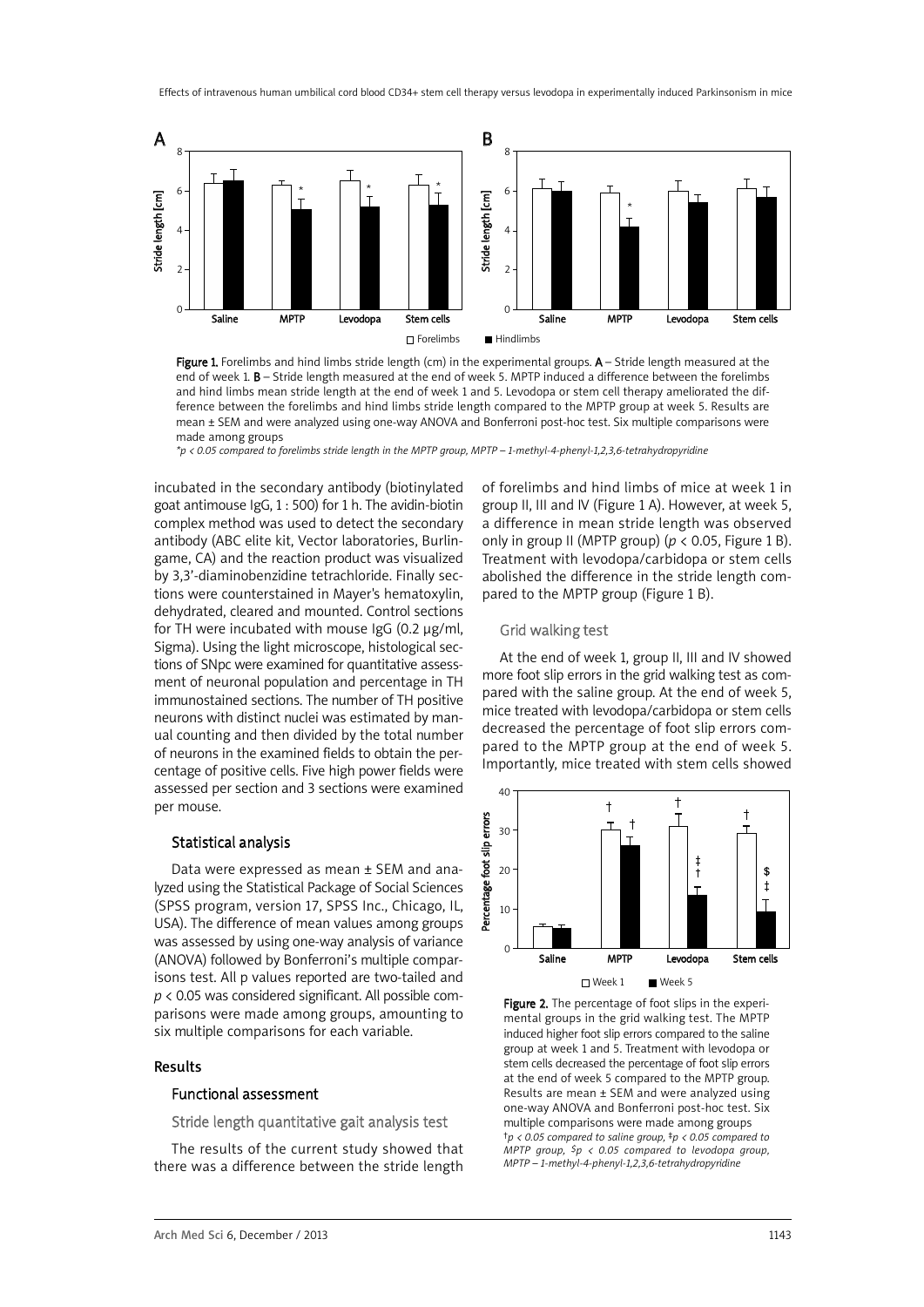Figure 1. Forelimbs and hind limbs stride length (cm) in the experimental groups. **A** – Stride length measured at the end of week 1. **B** – Stride length measured at the end of week 5. MPTP induced a difference between the forelimbs and hind limbs mean stride length at the end of week 1 and 5. Levodopa or stem cell therapy ameliorated the difference between the forelimbs and hind limbs stride length compared to the MPTP group at week 5. Results are mean ± SEM and were analyzed using one-way ANOVA and Bonferroni post-hoc test. Six multiple comparisons were made among groups

*\*p < 0.05 compared to forelimbs stride length in the MPTP group, MPTP – 1-methyl-4-phenyl-1,2,3,6-tetrahydropyridine*

incubated in the secondary antibody (biotinylated goat antimouse IgG, 1 : 500) for 1 h. The avidin-biotin complex method was used to detect the secondary antibody (ABC elite kit, Vector laboratories, Burlingame, CA) and the reaction product was visualized by 3,3'-diaminobenzidine tetrachloride. Finally sections were counterstained in Mayer's hematoxylin, dehydrated, cleared and mounted. Control sections for TH were incubated with mouse IgG (0.2 µg/ml, Sigma). Using the light microscope, histological sections of SNpc were examined for quantitative assessment of neuronal population and percentage in TH immunostained sections. The number of TH positive neurons with distinct nuclei was estimated by manual counting and then divided by the total number of neurons in the examined fields to obtain the percentage of positive cells. Five high power fields were assessed per section and 3 sections were examined per mouse.

### Statistical analysis

Data were expressed as mean ± SEM and analyzed using the Statistical Package of Social Sciences (SPSS program, version 17, SPSS Inc., Chicago, IL, USA). The difference of mean values among groups was assessed by using one-way analysis of variance (ANOVA) followed by Bonferroni's multiple comparisons test. All p values reported are two-tailed and $p < 0.05$ was considered significant. All possible comparisons were made among groups, amounting to six multiple comparisons for each variable.

## Results

### Functional assessment

#### Stride length quantitative gait analysis test

The results of the current study showed that there was a difference between the stride length of forelimbs and hind limbs of mice at week 1 in group II, III and IV (Figure 1 A). However, at week 5, a difference in mean stride length was observed only in group II (MPTP group) ($p < 0.05$, Figure 1 B). Treatment with levodopa/carbidopa or stem cells abolished the difference in the stride length compared to the MPTP group (Figure 1 B).

#### Grid walking test

At the end of week 1, group II, III and IV showed more foot slip errors in the grid walking test as compared with the saline group. At the end of week 5, mice treated with levodopa/carbidopa or stem cells decreased the percentage of foot slip errors compared to the MPTP group at the end of week 5. Importantly, mice treated with stem cells showed

Figure 2. The percentage of foot slips in the experimental groups in the grid walking test. The MPTP induced higher foot slip errors compared to the saline group at week 1 and 5. Treatment with levodopa or stem cells decreased the percentage of foot slip errors at the end of week 5 compared to the MPTP group. Results are mean ± SEM and were analyzed using one-way ANOVA and Bonferroni post-hoc test. Six multiple comparisons were made among groups

*†p < 0.05 compared to saline group, ‡p < 0.05 compared to MPTP group, $p < 0.05 compared to levodopa group, MPTP – 1-methyl-4-phenyl-1,2,3,6-tetrahydropyridine*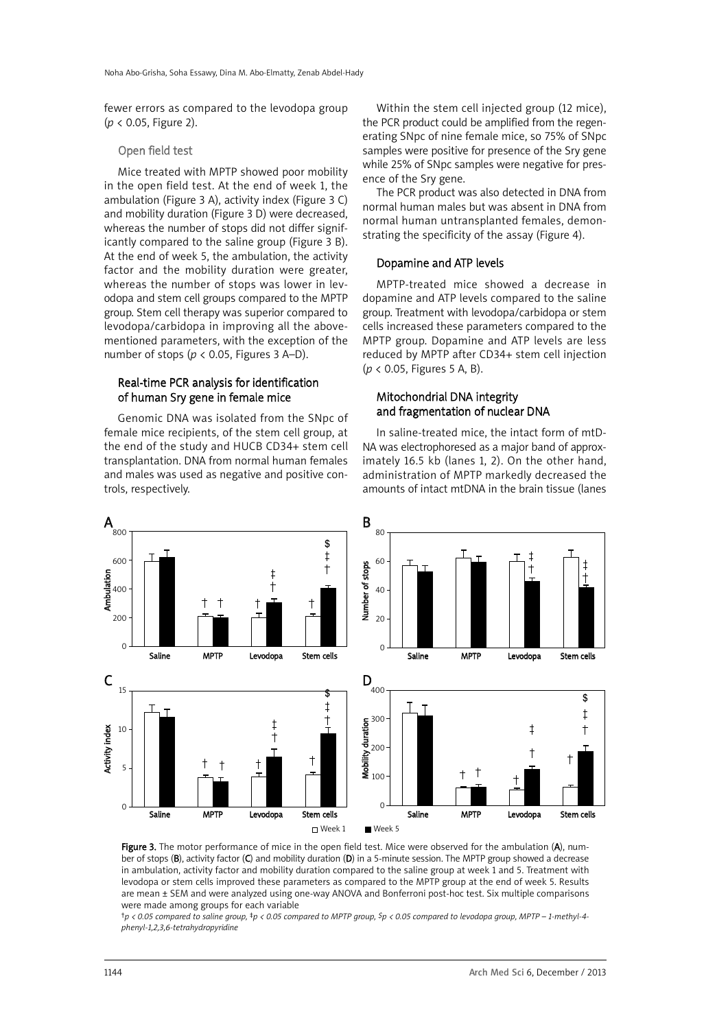fewer errors as compared to the levodopa group ($p < 0.05$, Figure 2).

### Open field test

Mice treated with MPTP showed poor mobility in the open field test. At the end of week 1, the ambulation (Figure 3 A), activity index (Figure 3 C) and mobility duration (Figure 3 D) were decreased, whereas the number of stops did not differ significantly compared to the saline group (Figure 3 B). At the end of week 5, the ambulation, the activity factor and the mobility duration were greater, whereas the number of stops was lower in levodopa and stem cell groups compared to the MPTP group. Stem cell therapy was superior compared to levodopa/carbidopa in improving all the above-mentioned parameters, with the exception of the number of stops ($p < 0.05$, Figures 3 A–D).

### Real-time PCR analysis for identification of human Sry gene in female mice

Genomic DNA was isolated from the SNpc of female mice recipients, of the stem cell group, at the end of the study and HUCB CD34+ stem cell transplantation. DNA from normal human females and males was used as negative and positive controls, respectively.

Within the stem cell injected group (12 mice), the PCR product could be amplified from the regenerating SNpc of nine female mice, so 75% of SNpc samples were positive for presence of the Sry gene while 25% of SNpc samples were negative for presence of the Sry gene.

The PCR product was also detected in DNA from normal human males but was absent in DNA from normal human untransplanted females, demonstrating the specificity of the assay (Figure 4).

### Dopamine and ATP levels

MPTP-treated mice showed a decrease in dopamine and ATP levels compared to the saline group. Treatment with levodopa/carbidopa or stem cells increased these parameters compared to the MPTP group. Dopamine and ATP levels are less reduced by MPTP after CD34+ stem cell injection ($p < 0.05$, Figures 5 A, B).

### Mitochondrial DNA integrity and fragmentation of nuclear DNA

In saline-treated mice, the intact form of mtDNA was electrophoresed as a major band of approximately 16.5 kb (lanes 1, 2). On the other hand, administration of MPTP markedly decreased the amounts of intact mtDNA in the brain tissue (lanes

**Figure 3.** The motor performance of mice in the open field test. Mice were observed for the ambulation (**A**), number of stops (**B**), activity factor (**C**) and mobility duration (**D**) in a 5-minute session. The MPTP group showed a decrease in ambulation, activity factor and mobility duration compared to the saline group at week 1 and 5. Treatment with levodopa or stem cells improved these parameters as compared to the MPTP group at the end of week 5. Results are mean ± SEM and were analyzed using one-way ANOVA and Bonferroni post-hoc test. Six multiple comparisons were made among groups for each variable

*†p < 0.05 compared to saline group, ‡p < 0.05 compared to MPTP group, $p < 0.05 compared to levodopa group, MPTP – 1-methyl-4-phenyl-1,2,3,6-tetrahydropyridine*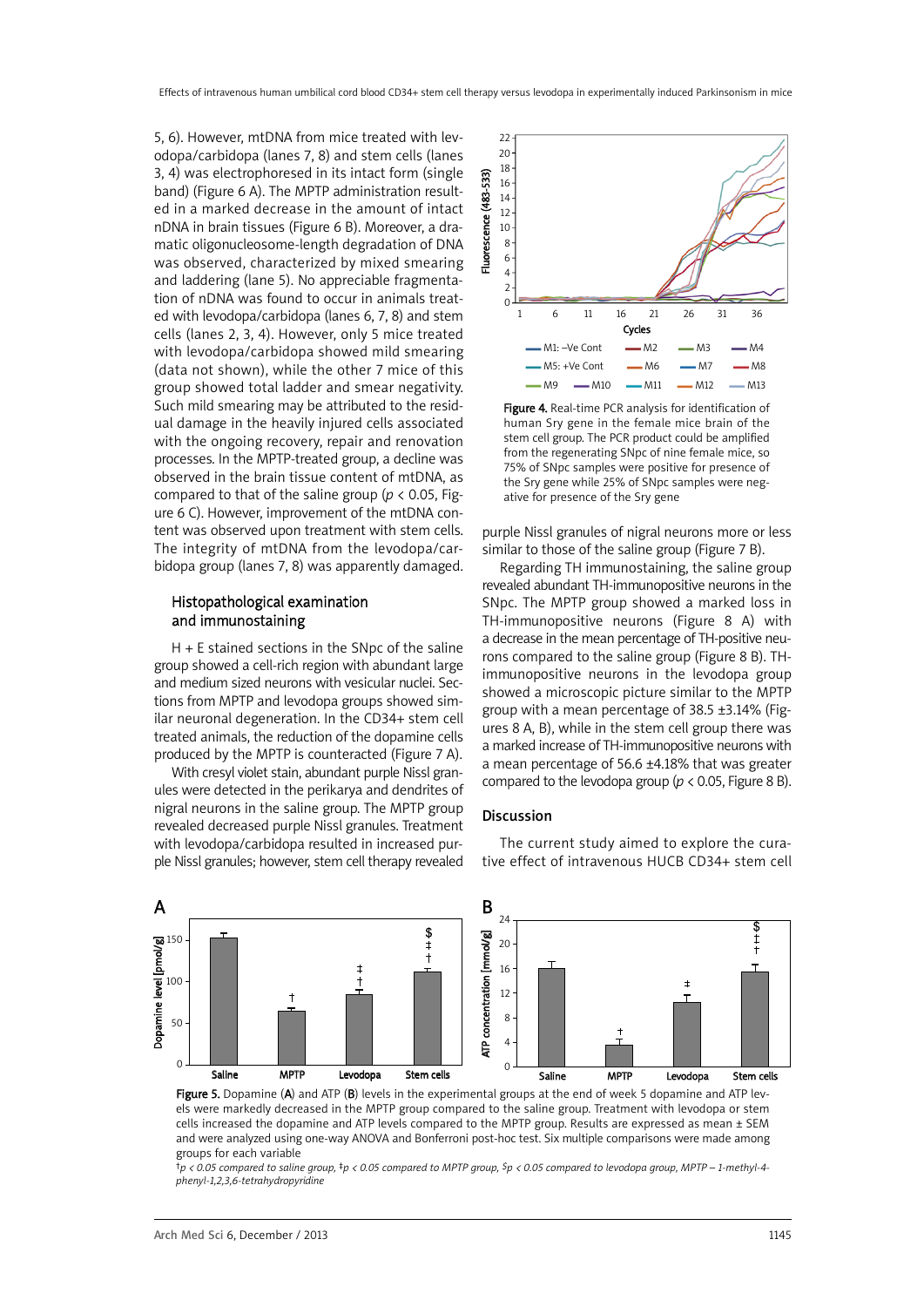5, 6). However, mtDNA from mice treated with levodopa/carbidopa (lanes 7, 8) and stem cells (lanes 3, 4) was electrophoresed in its intact form (single band) (Figure 6 A). The MPTP administration resulted in a marked decrease in the amount of intact nDNA in brain tissues (Figure 6 B). Moreover, a dramatic oligonucleosome-length degradation of DNA was observed, characterized by mixed smearing and laddering (lane 5). No appreciable fragmentation of nDNA was found to occur in animals treated with levodopa/carbidopa (lanes 6, 7, 8) and stem cells (lanes 2, 3, 4). However, only 5 mice treated with levodopa/carbidopa showed mild smearing (data not shown), while the other 7 mice of this group showed total ladder and smear negativity. Such mild smearing may be attributed to the residual damage in the heavily injured cells associated with the ongoing recovery, repair and renovation processes. In the MPTP-treated group, a decline was observed in the brain tissue content of mtDNA, as compared to that of the saline group ($p < 0.05$, Figure 6 C). However, improvement of the mtDNA content was observed upon treatment with stem cells. The integrity of mtDNA from the levodopa/carbidopa group (lanes 7, 8) was apparently damaged.

## Histopathological examination and immunostaining

H + E stained sections in the SNpc of the saline group showed a cell-rich region with abundant large and medium sized neurons with vesicular nuclei. Sections from MPTP and levodopa groups showed similar neuronal degeneration. In the CD34+ stem cell treated animals, the reduction of the dopamine cells produced by the MPTP is counteracted (Figure 7 A).

With cresyl violet stain, abundant purple Nissl granules were detected in the perikarya and dendrites of nigral neurons in the saline group. The MPTP group revealed decreased purple Nissl granules. Treatment with levodopa/carbidopa resulted in increased purple Nissl granules; however, stem cell therapy revealed purple Nissl granules of nigral neurons more or less similar to those of the saline group (Figure 7 B).

Figure 4. Real-time PCR analysis for identification of human Sry gene in the female mice brain of the stem cell group. The PCR product could be amplified from the regenerating SNpc of nine female mice, so 75% of SNpc samples were positive for presence of the Sry gene while 25% of SNpc samples were negative for presence of the Sry gene

Regarding TH immunostaining, the saline group revealed abundant TH-immunopositive neurons in the SNpc. The MPTP group showed a marked loss in TH-immunopositive neurons (Figure 8 A) with a decrease in the mean percentage of TH-positive neurons compared to the saline group (Figure 8 B). TH-immunopositive neurons in the levodopa group showed a microscopic picture similar to the MPTP group with a mean percentage of 38.5 ±3.14% (Figures 8 A, B), while in the stem cell group there was a marked increase of TH-immunopositive neurons with a mean percentage of 56.6 ±4.18% that was greater compared to the levodopa group ($p < 0.05$, Figure 8 B).

## Discussion

The current study aimed to explore the curative effect of intravenous HUCB CD34+ stem cell

Figure 5. Dopamine (A) and ATP (B) levels in the experimental groups at the end of week 5 dopamine and ATP levels were markedly decreased in the MPTP group compared to the saline group. Treatment with levodopa or stem cells increased the dopamine and ATP levels compared to the MPTP group. Results are expressed as mean ± SEM and were analyzed using one-way ANOVA and Bonferroni post-hoc test. Six multiple comparisons were made among groups for each variable

*†p < 0.05 compared to saline group, ‡p < 0.05 compared to MPTP group, $p < 0.05 compared to levodopa group, MPTP – 1-methyl-4-phenyl-1,2,3,6-tetrahydropyridine*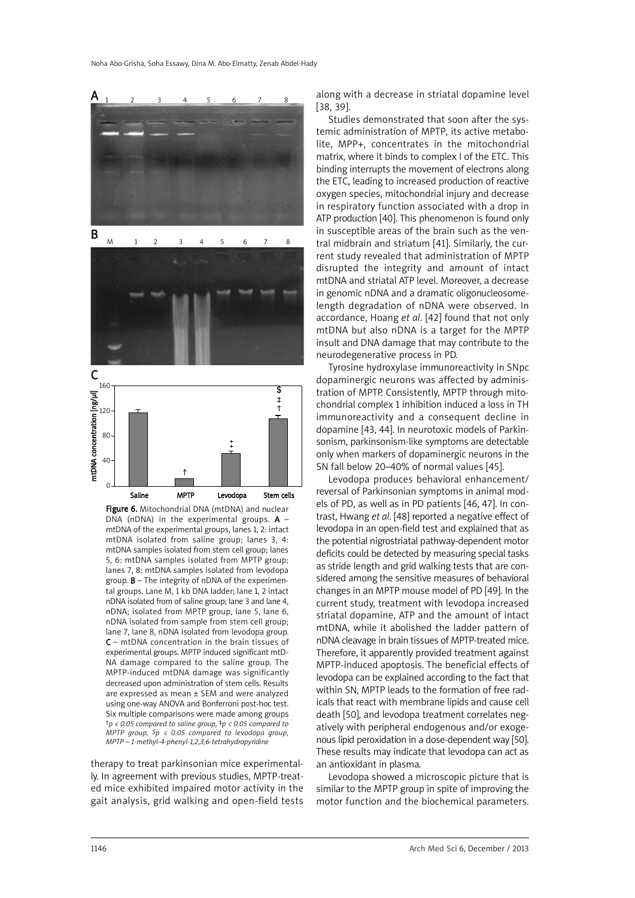Figure 6. Mitochondrial DNA (mtDNA) and nuclear DNA (nDNA) in the experimental groups. **A** – mtDNA of the experimental groups, lanes 1, 2: intact mtDNA isolated from saline group; lanes 3, 4: mtDNA samples isolated from stem cell group; lanes 5, 6: mtDNA samples isolated from MPTP group; lanes 7, 8: mtDNA samples isolated from levodopa group. **B** – The integrity of nDNA of the experimental groups. Lane M, 1 kb DNA ladder; lane 1, 2 intact nDNA isolated from of saline group; lane 3 and lane 4, nDNA; isolated from MPTP group, lane 5, lane 6, nDNA isolated from sample from stem cell group; lane 7, lane 8, nDNA isolated from levodopa group. **C** – mtDNA concentration in the brain tissues of experimental groups. MPTP induced significant mtDNA damage compared to the saline group. The MPTP-induced mtDNA damage was significantly decreased upon administration of stem cells. Results are expressed as mean ± SEM and were analyzed using one-way ANOVA and Bonferroni post-hoc test. Six multiple comparisons were made among groups *†p < 0.05 compared to saline group, ‡p < 0.05 compared to MPTP group, $p < 0.05 compared to levodopa group, MPTP – 1-methyl-4-phenyl-1,2,3,6-tetrahydropyridine*

therapy to treat parkinsonian mice experimentally. In agreement with previous studies, MPTP-treated mice exhibited impaired motor activity in the gait analysis, grid walking and open-field tests along with a decrease in striatal dopamine level [38, 39].

Studies demonstrated that soon after the systemic administration of MPTP, its active metabolite, MPP+, concentrates in the mitochondrial matrix, where it binds to complex I of the ETC. This binding interrupts the movement of electrons along the ETC, leading to increased production of reactive oxygen species, mitochondrial injury and decrease in respiratory function associated with a drop in ATP production [40]. This phenomenon is found only in susceptible areas of the brain such as the ventral midbrain and striatum [41]. Similarly, the current study revealed that administration of MPTP disrupted the integrity and amount of intact mtDNA and striatal ATP level. Moreover, a decrease in genomic nDNA and a dramatic oligonucleosome-length degradation of nDNA were observed. In accordance, Hoang *et al*. [42] found that not only mtDNA but also nDNA is a target for the MPTP insult and DNA damage that may contribute to the neurodegenerative process in PD.

Tyrosine hydroxylase immunoreactivity in SNpc dopaminergic neurons was affected by administration of MPTP. Consistently, MPTP through mitochondrial complex 1 inhibition induced a loss in TH immunoreactivity and a consequent decline in dopamine [43, 44]. In neurotoxic models of Parkinsonism, parkinsonism-like symptoms are detectable only when markers of dopaminergic neurons in the SN fall below 20–40% of normal values [45].

Levodopa produces behavioral enhancement/reversal of Parkinsonian symptoms in animal models of PD, as well as in PD patients [46, 47]. In contrast, Hwang *et al*. [48] reported a negative effect of levodopa in an open-field test and explained that as the potential nigrostriatal pathway-dependent motor deficits could be detected by measuring special tasks as stride length and grid walking tests that are considered among the sensitive measures of behavioral changes in an MPTP mouse model of PD [49]. In the current study, treatment with levodopa increased striatal dopamine, ATP and the amount of intact mtDNA, while it abolished the ladder pattern of nDNA cleavage in brain tissues of MPTP-treated mice. Therefore, it apparently provided treatment against MPTP-induced apoptosis. The beneficial effects of levodopa can be explained according to the fact that within SN, MPTP leads to the formation of free radicals that react with membrane lipids and cause cell death [50], and levodopa treatment correlates negatively with peripheral endogenous and/or exogenous lipid peroxidation in a dose-dependent way [50]. These results may indicate that levodopa can act as an antioxidant in plasma.

Levodopa showed a microscopic picture that is similar to the MPTP group in spite of improving the motor function and the biochemical parameters.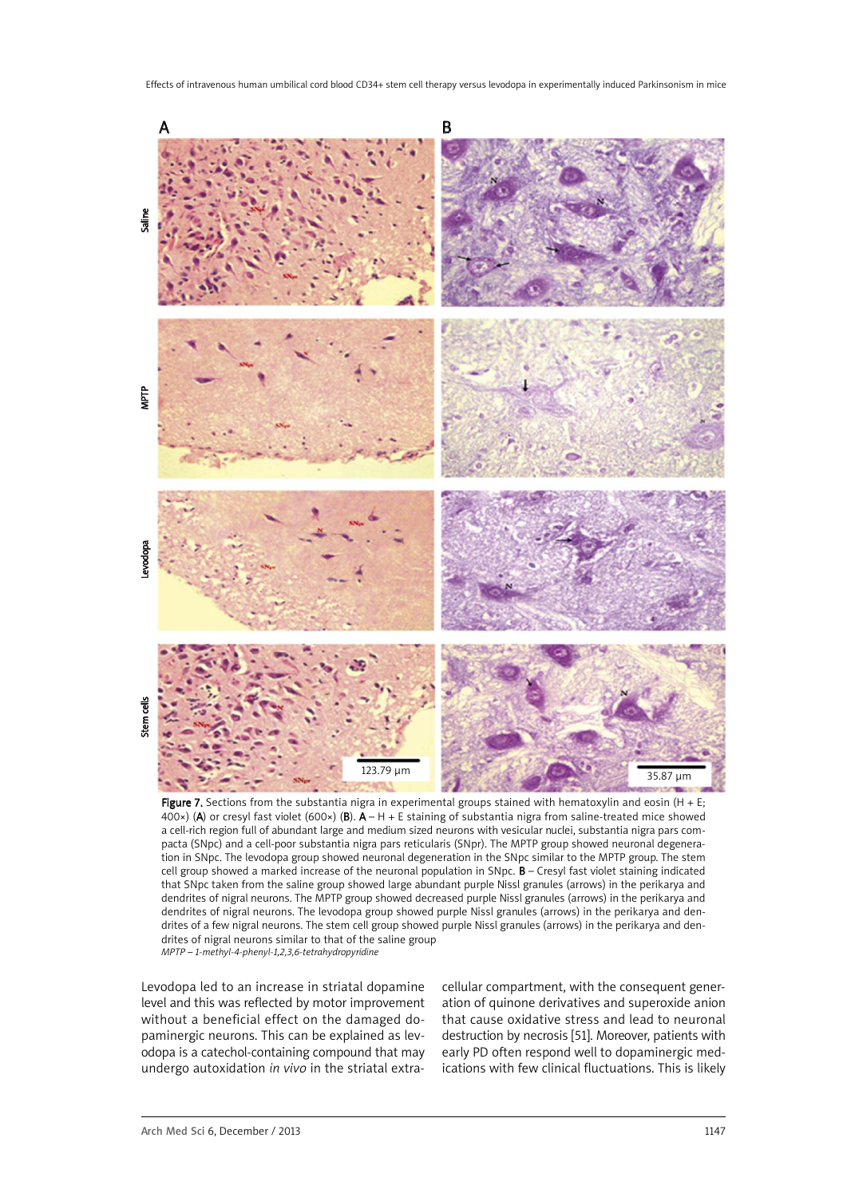Figure 7. Sections from the substantia nigra in experimental groups stained with hematoxylin and eosin (H + E; 400×) (**A**) or cresyl fast violet (600×) (**B**). **A** – H + E staining of substantia nigra from saline-treated mice showed a cell-rich region full of abundant large and medium sized neurons with vesicular nuclei, substantia nigra pars compacta (SNpc) and a cell-poor substantia nigra pars reticularis (SNpr). The MPTP group showed neuronal degeneration in SNpc. The levodopa group showed neuronal degeneration in the SNpc similar to the MPTP group. The stem cell group showed a marked increase of the neuronal population in SNpc. **B** – Cresyl fast violet staining indicated that SNpc taken from the saline group showed large abundant purple Nissl granules (arrows) in the perikarya and dendrites of nigral neurons. The MPTP group showed decreased purple Nissl granules (arrows) in the perikarya and dendrites of nigral neurons. The levodopa group showed purple Nissl granules (arrows) in the perikarya and dendrites of a few nigral neurons. The stem cell group showed purple Nissl granules (arrows) in the perikarya and dendrites of nigral neurons similar to that of the saline group

*MPTP – 1-methyl-4-phenyl-1,2,3,6-tetrahydropyridine*

Levodopa led to an increase in striatal dopamine level and this was reflected by motor improvement without a beneficial effect on the damaged dopaminergic neurons. This can be explained as levodopa is a catechol-containing compound that may undergo autoxidation *in vivo* in the striatal extracellular compartment, with the consequent generation of quinone derivatives and superoxide anion that cause oxidative stress and lead to neuronal destruction by necrosis [51]. Moreover, patients with early PD often respond well to dopaminergic medications with few clinical fluctuations. This is likely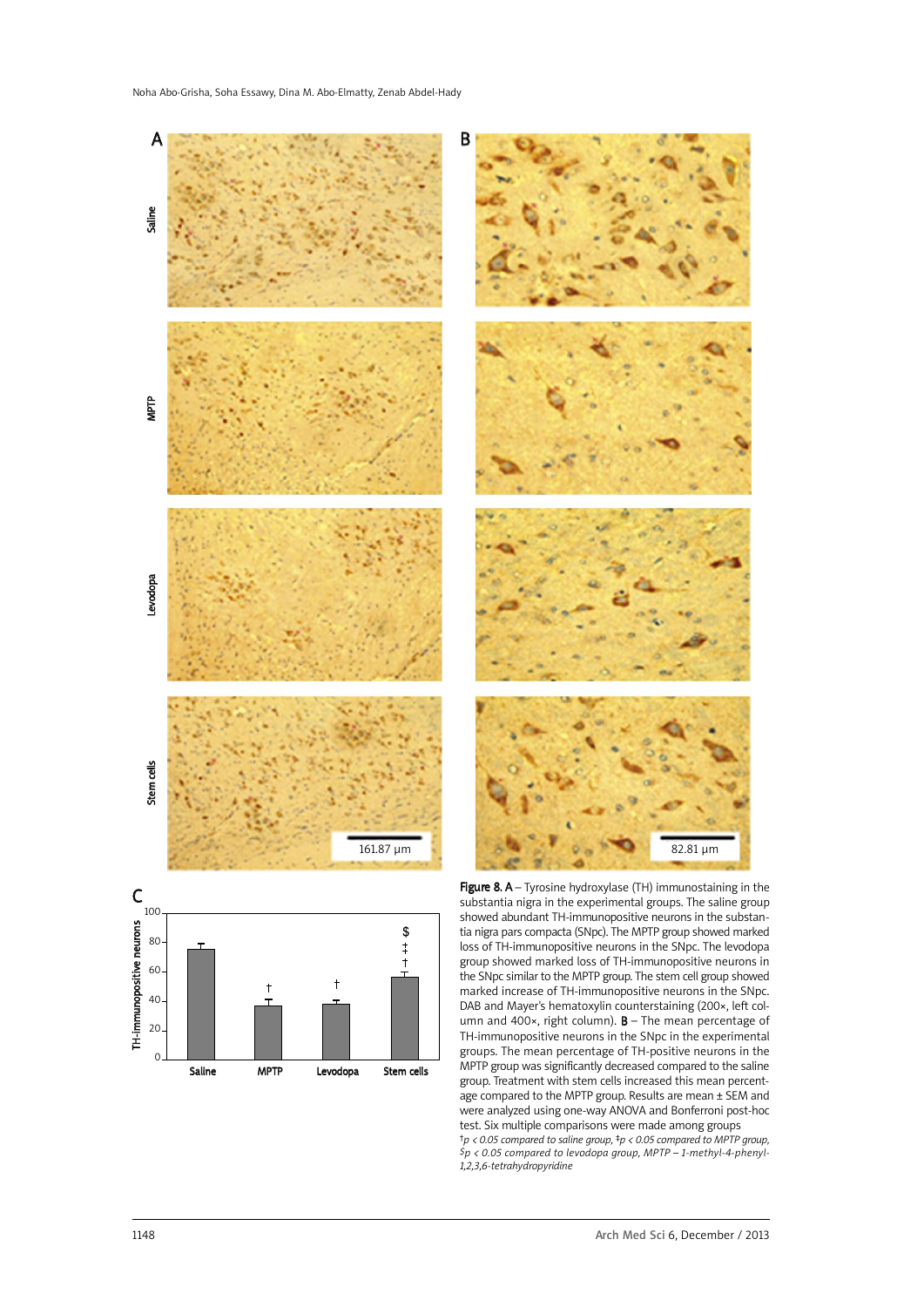**Figure 8. A** – Tyrosine hydroxylase (TH) immunostaining in the substantia nigra in the experimental groups. The saline group showed abundant TH-immunopositive neurons in the substantia nigra pars compacta (SNpc). The MPTP group showed marked loss of TH-immunopositive neurons in the SNpc. The levodopa group showed marked loss of TH-immunopositive neurons in the SNpc similar to the MPTP group. The stem cell group showed marked increase of TH-immunopositive neurons in the SNpc. DAB and Mayer's hematoxylin counterstaining (200×, left column and 400×, right column). **B** – The mean percentage of TH-immunopositive neurons in the SNpc in the experimental groups. The mean percentage of TH-positive neurons in the MPTP group was significantly decreased compared to the saline group. Treatment with stem cells increased this mean percentage compared to the MPTP group. Results are mean ± SEM and were analyzed using one-way ANOVA and Bonferroni post-hoc test. Six multiple comparisons were made among groups

*†p < 0.05 compared to saline group, ‡p < 0.05 compared to MPTP group, $p < 0.05 compared to levodopa group, MPTP – 1-methyl-4-phenyl-1,2,3,6-tetrahydropyridine*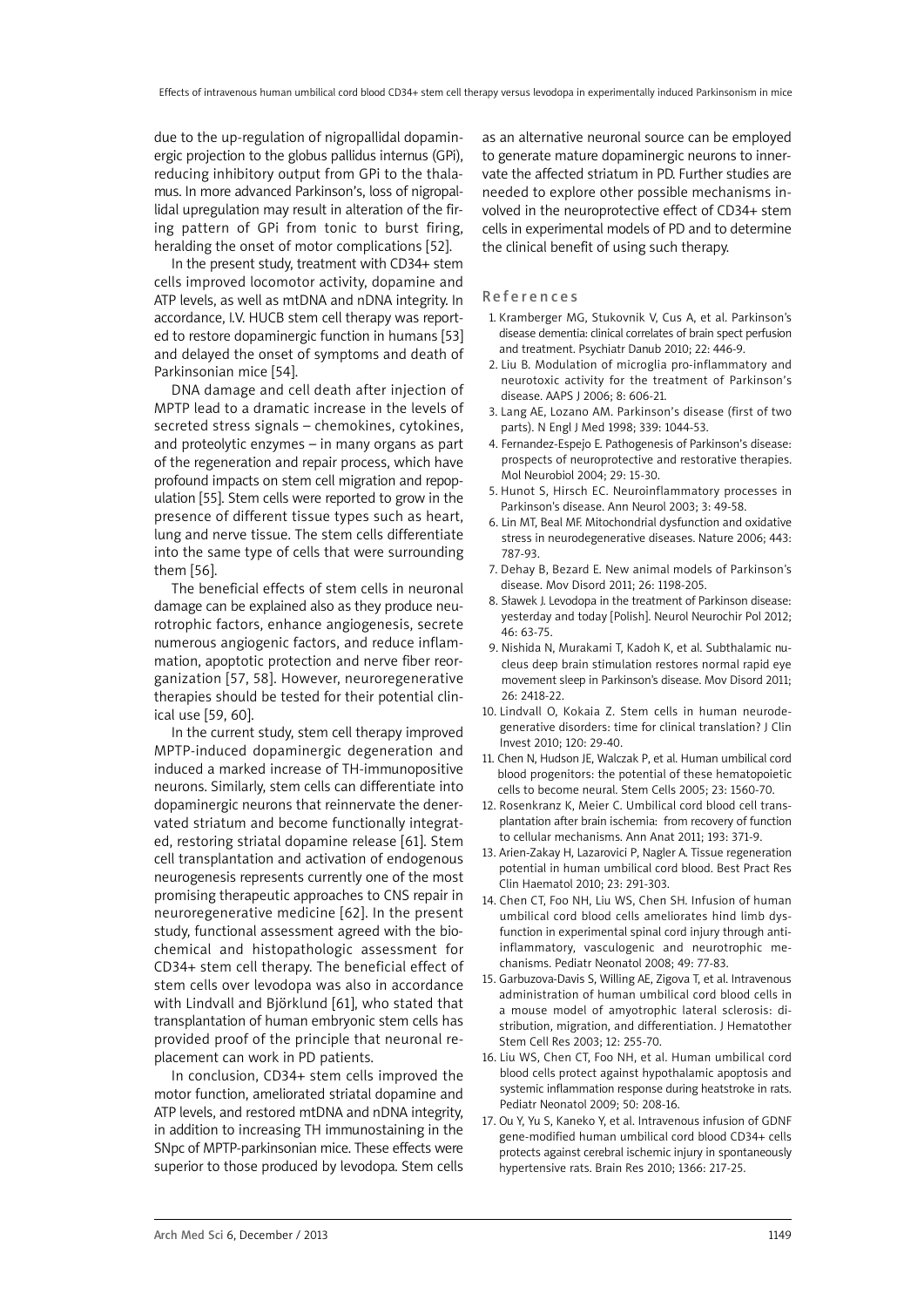due to the up-regulation of nigropallidal dopaminergic projection to the globus pallidus internus (GPi), reducing inhibitory output from GPi to the thalamus. In more advanced Parkinson's, loss of nigropallidal upregulation may result in alteration of the firing pattern of GPi from tonic to burst firing, heralding the onset of motor complications [52].

In the present study, treatment with CD34+ stem cells improved locomotor activity, dopamine and ATP levels, as well as mtDNA and nDNA integrity. In accordance, I.V. HUCB stem cell therapy was reported to restore dopaminergic function in humans [53] and delayed the onset of symptoms and death of Parkinsonian mice [54].

DNA damage and cell death after injection of MPTP lead to a dramatic increase in the levels of secreted stress signals – chemokines, cytokines, and proteolytic enzymes – in many organs as part of the regeneration and repair process, which have profound impacts on stem cell migration and repopulation [55]. Stem cells were reported to grow in the presence of different tissue types such as heart, lung and nerve tissue. The stem cells differentiate into the same type of cells that were surrounding them [56].

The beneficial effects of stem cells in neuronal damage can be explained also as they produce neurotrophic factors, enhance angiogenesis, secrete numerous angiogenic factors, and reduce inflammation, apoptotic protection and nerve fiber reorganization [57, 58]. However, neuroregenerative therapies should be tested for their potential clinical use [59, 60].

In the current study, stem cell therapy improved MPTP-induced dopaminergic degeneration and induced a marked increase of TH-immunopositive neurons. Similarly, stem cells can differentiate into dopaminergic neurons that reinnervate the denervated striatum and become functionally integrated, restoring striatal dopamine release [61]. Stem cell transplantation and activation of endogenous neurogenesis represents currently one of the most promising therapeutic approaches to CNS repair in neuroregenerative medicine [62]. In the present study, functional assessment agreed with the biochemical and histopathologic assessment for CD34+ stem cell therapy. The beneficial effect of stem cells over levodopa was also in accordance with Lindvall and Björklund [61], who stated that transplantation of human embryonic stem cells has provided proof of the principle that neuronal replacement can work in PD patients.

In conclusion, CD34+ stem cells improved the motor function, ameliorated striatal dopamine and ATP levels, and restored mtDNA and nDNA integrity, in addition to increasing TH immunostaining in the SNpc of MPTP-parkinsonian mice. These effects were superior to those produced by levodopa. Stem cells as an alternative neuronal source can be employed to generate mature dopaminergic neurons to innervate the affected striatum in PD. Further studies are needed to explore other possible mechanisms involved in the neuroprotective effect of CD34+ stem cells in experimental models of PD and to determine the clinical benefit of using such therapy.

## References

1. Kramberger MG, Stukovnik V, Cus A, et al. Parkinson's disease dementia: clinical correlates of brain spect perfusion and treatment. Psychiatr Danub 2010; 22: 446-9.
2. Liu B. Modulation of microglia pro-inflammatory and neurotoxic activity for the treatment of Parkinson's disease. AAPS J 2006; 8: 606-21.
3. Lang AE, Lozano AM. Parkinson's disease (first of two parts). N Engl J Med 1998; 339: 1044-53.
4. Fernandez-Espejo E. Pathogenesis of Parkinson's disease: prospects of neuroprotective and restorative therapies. Mol Neurobiol 2004; 29: 15-30.
5. Hunot S, Hirsch EC. Neuroinflammatory processes in Parkinson's disease. Ann Neurol 2003; 3: 49-58.
6. Lin MT, Beal MF. Mitochondrial dysfunction and oxidative stress in neurodegenerative diseases. Nature 2006; 443: 787-93.
7. Dehay B, Bezard E. New animal models of Parkinson's disease. Mov Disord 2011; 26: 1198-205.
8. Sławek J. Levodopa in the treatment of Parkinson disease: yesterday and today [Polish]. Neurol Neurochir Pol 2012; 46: 63-75.
9. Nishida N, Murakami T, Kadoh K, et al. Subthalamic nucleus deep brain stimulation restores normal rapid eye movement sleep in Parkinson's disease. Mov Disord 2011; 26: 2418-22.
10. Lindvall O, Kokaia Z. Stem cells in human neurodegenerative disorders: time for clinical translation? J Clin Invest 2010; 120: 29-40.
11. Chen N, Hudson JE, Walczak P, et al. Human umbilical cord blood progenitors: the potential of these hematopoietic cells to become neural. Stem Cells 2005; 23: 1560-70.
12. Rosenkranz K, Meier C. Umbilical cord blood cell transplantation after brain ischemia: from recovery of function to cellular mechanisms. Ann Anat 2011; 193: 371-9.
13. Arien-Zakay H, Lazarovici P, Nagler A. Tissue regeneration potential in human umbilical cord blood. Best Pract Res Clin Haematol 2010; 23: 291-303.
14. Chen CT, Foo NH, Liu WS, Chen SH. Infusion of human umbilical cord blood cells ameliorates hind limb dysfunction in experimental spinal cord injury through anti-inflammatory, vasculogenic and neurotrophic mechanisms. Pediatr Neonatol 2008; 49: 77-83.
15. Garbuzova-Davis S, Willing AE, Zigova T, et al. Intravenous administration of human umbilical cord blood cells in a mouse model of amyotrophic lateral sclerosis: distribution, migration, and differentiation. J Hematother Stem Cell Res 2003; 12: 255-70.
16. Liu WS, Chen CT, Foo NH, et al. Human umbilical cord blood cells protect against hypothalamic apoptosis and systemic inflammation response during heatstroke in rats. Pediatr Neonatol 2009; 50: 208-16.
17. Ou Y, Yu S, Kaneko Y, et al. Intravenous infusion of GDNF gene-modified human umbilical cord blood CD34+ cells protects against cerebral ischemic injury in spontaneously hypertensive rats. Brain Res 2010; 1366: 217-25.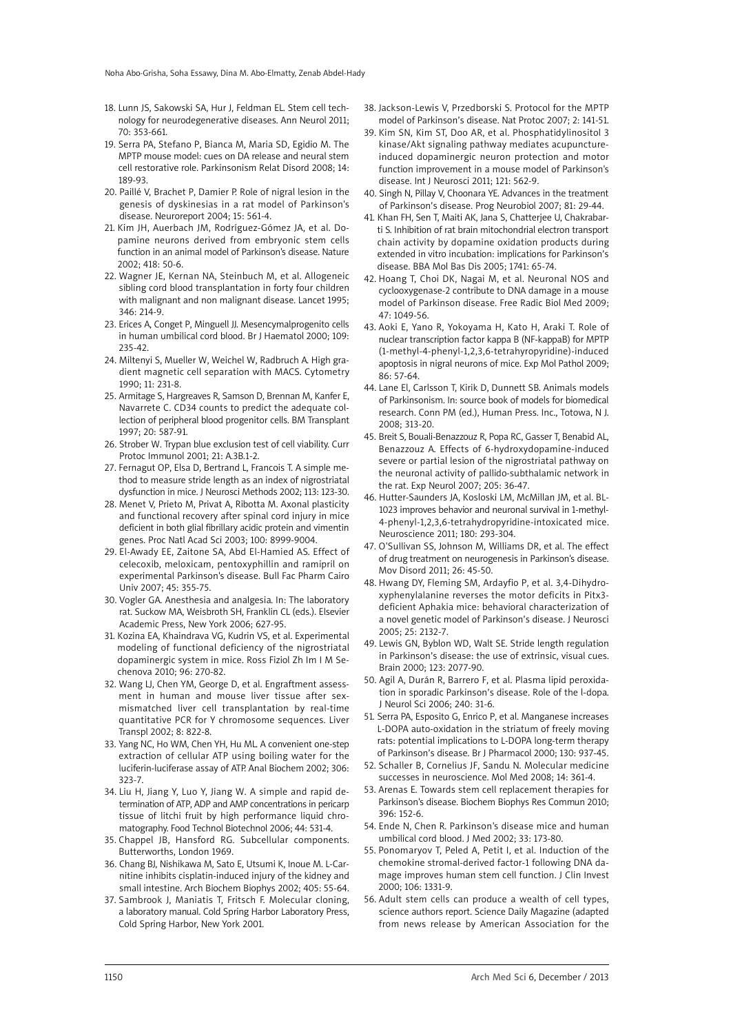18. Lunn JS, Sakowski SA, Hur J, Feldman EL. Stem cell technology for neurodegenerative diseases. Ann Neurol 2011; 70: 353-661.
19. Serra PA, Stefano P, Bianca M, Maria SD, Egidio M. The MPTP mouse model: cues on DA release and neural stem cell restorative role. Parkinsonism Relat Disord 2008; 14: 189-93.
20. Paillé V, Brachet P, Damier P. Role of nigral lesion in the genesis of dyskinesias in a rat model of Parkinson's disease. Neuroreport 2004; 15: 561-4.
21. Kim JH, Auerbach JM, Rodríguez-Gómez JA, et al. Dopamine neurons derived from embryonic stem cells function in an animal model of Parkinson's disease. Nature 2002; 418: 50-6.
22. Wagner JE, Kernan NA, Steinbuch M, et al. Allogeneic sibling cord blood transplantation in forty four children with malignant and non malignant disease. Lancet 1995; 346: 214-9.
23. Erices A, Conget P, Minguell JJ. Mesencymalprogenito cells in human umbilical cord blood. Br J Haematol 2000; 109: 235-42.
24. Miltenyi S, Mueller W, Weichel W, Radbruch A. High gradient magnetic cell separation with MACS. Cytometry 1990; 11: 231-8.
25. Armitage S, Hargreaves R, Samson D, Brennan M, Kanfer E, Navarrete C. CD34 counts to predict the adequate collection of peripheral blood progenitor cells. BM Transplant 1997; 20: 587-91.
26. Strober W. Trypan blue exclusion test of cell viability. Curr Protoc Immunol 2001; 21: A.3B.1-2.
27. Fernagut OP, Elsa D, Bertrand L, Francois T. A simple method to measure stride length as an index of nigrostriatal dysfunction in mice. J Neurosci Methods 2002; 113: 123-30.
28. Menet V, Prieto M, Privat A, Ribotta M. Axonal plasticity and functional recovery after spinal cord injury in mice deficient in both glial fibrillary acidic protein and vimentin genes. Proc Natl Acad Sci 2003; 100: 8999-9004.
29. El-Awady EE, Zaitone SA, Abd El-Hamied AS. Effect of celecoxib, meloxicam, pentoxyphillin and ramipril on experimental Parkinson's disease. Bull Fac Pharm Cairo Univ 2007; 45: 355-75.
30. Vogler GA. Anesthesia and analgesia. In: The laboratory rat. Suckow MA, Weisbroth SH, Franklin CL (eds.). Elsevier Academic Press, New York 2006; 627-95.
31. Kozina EA, Khaindrava VG, Kudrin VS, et al. Experimental modeling of functional deficiency of the nigrostriatal dopaminergic system in mice. Ross Fiziol Zh Im I M Sechenova 2010; 96: 270-82.
32. Wang LJ, Chen YM, George D, et al. Engraftment assessment in human and mouse liver tissue after sex-mismatched liver cell transplantation by real-time quantitative PCR for Y chromosome sequences. Liver Transpl 2002; 8: 822-8.
33. Yang NC, Ho WM, Chen YH, Hu ML. A convenient one-step extraction of cellular ATP using boiling water for the luciferin-luciferase assay of ATP. Anal Biochem 2002; 306: 323-7.
34. Liu H, Jiang Y, Luo Y, Jiang W. A simple and rapid determination of ATP, ADP and AMP concentrations in pericarp tissue of litchi fruit by high performance liquid chromatography. Food Technol Biotechnol 2006; 44: 531-4.
35. Chappel JB, Hansford RG. Subcellular components. Butterworths, London 1969.
36. Chang BJ, Nishikawa M, Sato E, Utsumi K, Inoue M. L-Carnitine inhibits cisplatin-induced injury of the kidney and small intestine. Arch Biochem Biophys 2002; 405: 55-64.
37. Sambrook J, Maniatis T, Fritsch F. Molecular cloning, a laboratory manual. Cold Spring Harbor Laboratory Press, Cold Spring Harbor, New York 2001.
38. Jackson-Lewis V, Przedborski S. Protocol for the MPTP model of Parkinson's disease. Nat Protoc 2007; 2: 141-51.
39. Kim SN, Kim ST, Doo AR, et al. Phosphatidylinositol 3 kinase/Akt signaling pathway mediates acupuncture-induced dopaminergic neuron protection and motor function improvement in a mouse model of Parkinson's disease. Int J Neurosci 2011; 121: 562-9.
40. Singh N, Pillay V, Choonara YE. Advances in the treatment of Parkinson's disease. Prog Neurobiol 2007; 81: 29-44.
41. Khan FH, Sen T, Maiti AK, Jana S, Chatterjee U, Chakrabarti S. Inhibition of rat brain mitochondrial electron transport chain activity by dopamine oxidation products during extended in vitro incubation: implications for Parkinson's disease. BBA Mol Bas Dis 2005; 1741: 65-74.
42. Hoang T, Choi DK, Nagai M, et al. Neuronal NOS and cyclooxygenase-2 contribute to DNA damage in a mouse model of Parkinson disease. Free Radic Biol Med 2009; 47: 1049-56.
43. Aoki E, Yano R, Yokoyama H, Kato H, Araki T. Role of nuclear transcription factor kappa B (NF-kappaB) for MPTP (1-methyl-4-phenyl-1,2,3,6-tetrahyropyridine)-induced apoptosis in nigral neurons of mice. Exp Mol Pathol 2009; 86: 57-64.
44. Lane EI, Carlsson T, Kirik D, Dunnett SB. Animals models of Parkinsonism. In: source book of models for biomedical research. Conn PM (ed.), Human Press. Inc., Totowa, N J. 2008; 313-20.
45. Breit S, Bouali-Benazzouz R, Popa RC, Gasser T, Benabid AL, Benazzouz A. Effects of 6-hydroxydopamine-induced severe or partial lesion of the nigrostriatal pathway on the neuronal activity of pallido-subthalamic network in the rat. Exp Neurol 2007; 205: 36-47.
46. Hutter-Saunders JA, Kosloski LM, McMillan JM, et al. BL-1023 improves behavior and neuronal survival in 1-methyl-4-phenyl-1,2,3,6-tetrahydropyridine-intoxicated mice. Neuroscience 2011; 180: 293-304.
47. O'Sullivan SS, Johnson M, Williams DR, et al. The effect of drug treatment on neurogenesis in Parkinson's disease. Mov Disord 2011; 26: 45-50.
48. Hwang DY, Fleming SM, Ardayfio P, et al. 3,4-Dihydroxyphenylalanine reverses the motor deficits in Pitx3-deficient Aphakia mice: behavioral characterization of a novel genetic model of Parkinson's disease. J Neurosci 2005; 25: 2132-7.
49. Lewis GN, Byblow WD, Walt SE. Stride length regulation in Parkinson's disease: the use of extrinsic, visual cues. Brain 2000; 123: 2077-90.
50. Agil A, Durán R, Barrero F, et al. Plasma lipid peroxidation in sporadic Parkinson's disease. Role of the l-dopa. J Neurol Sci 2006; 240: 31-6.
51. Serra PA, Esposito G, Enrico P, et al. Manganese increases L-DOPA auto-oxidation in the striatum of freely moving rats: potential implications to L-DOPA long-term therapy of Parkinson's disease. Br J Pharmacol 2000; 130: 937-45.
52. Schaller B, Cornelius JF, Sandu N. Molecular medicine successes in neuroscience. Mol Med 2008; 14: 361-4.
53. Arenas E. Towards stem cell replacement therapies for Parkinson's disease. Biochem Biophys Res Commun 2010; 396: 152-6.
54. Ende N, Chen R. Parkinson's disease mice and human umbilical cord blood. J Med 2002; 33: 173-80.
55. Ponomaryov T, Peled A, Petit I, et al. Induction of the chemokine stromal-derived factor-1 following DNA damage improves human stem cell function. J Clin Invest 2000; 106: 1331-9.
56. Adult stem cells can produce a wealth of cell types, science authors report. Science Daily Magazine (adapted from news release by American Association for the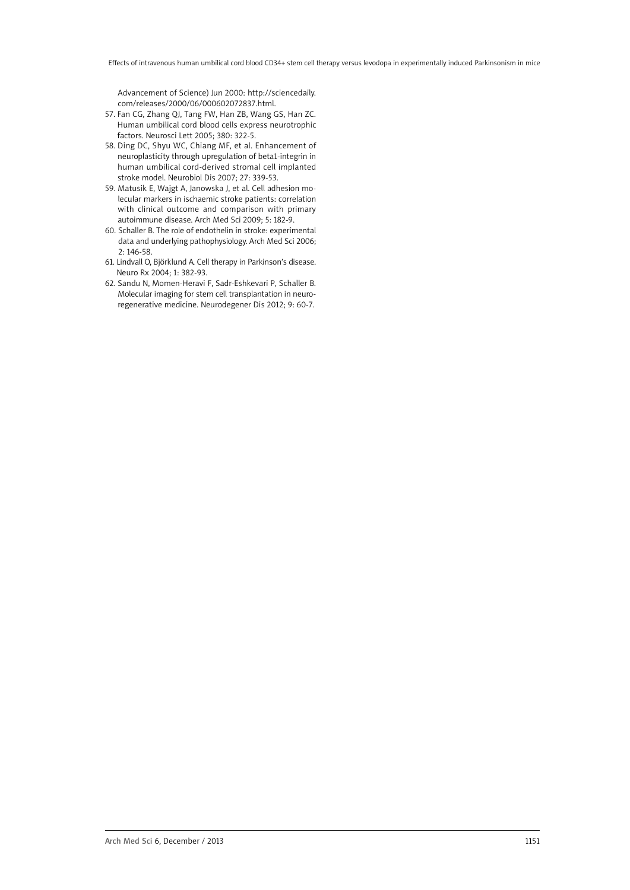Advancement of Science) Jun 2000: http://sciencedaily.com/releases/2000/06/000602072837.html.

57. Fan CG, Zhang QJ, Tang FW, Han ZB, Wang GS, Han ZC. Human umbilical cord blood cells express neurotrophic factors. Neurosci Lett 2005; 380: 322-5.
58. Ding DC, Shyu WC, Chiang MF, et al. Enhancement of neuroplasticity through upregulation of beta1-integrin in human umbilical cord-derived stromal cell implanted stroke model. Neurobiol Dis 2007; 27: 339-53.
59. Matusik E, Wajgt A, Janowska J, et al. Cell adhesion molecular markers in ischaemic stroke patients: correlation with clinical outcome and comparison with primary autoimmune disease. Arch Med Sci 2009; 5: 182-9.
60. Schaller B. The role of endothelin in stroke: experimental data and underlying pathophysiology. Arch Med Sci 2006; 2: 146-58.
61. Lindvall O, Björklund A. Cell therapy in Parkinson's disease. Neuro Rx 2004; 1: 382-93.
62. Sandu N, Momen-Heravi F, Sadr-Eshkevari P, Schaller B. Molecular imaging for stem cell transplantation in neuroregenerative medicine. Neurodegener Dis 2012; 9: 60-7.